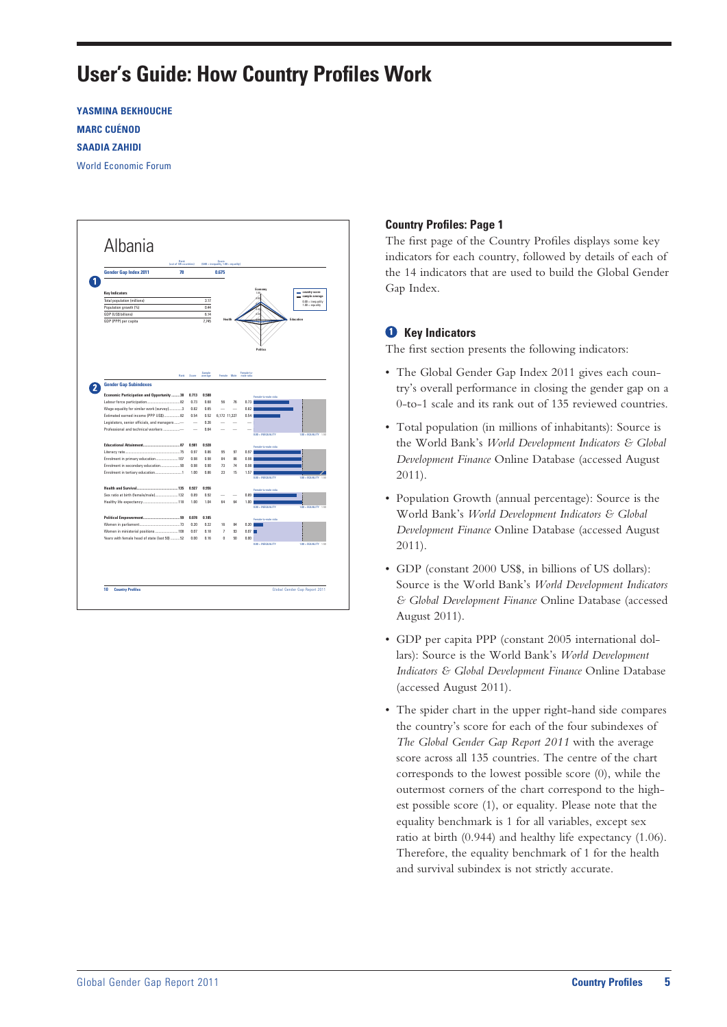# User's Guide: How Country Profiles Work

**YASMINA BEKHOUCHE**
**MARC CUÉNOD**
**SAADIA ZAHIDI**
World Economic Forum

## Country Profiles: Page 1

The first page of the Country Profiles displays some key indicators for each country, followed by details of each of the 14 indicators that are used to build the Global Gender Gap Index.

### 1 Key Indicators

The first section presents the following indicators:

- The Global Gender Gap Index 2011 gives each country's overall performance in closing the gender gap on a 0-to-1 scale and its rank out of 135 reviewed countries.
- Total population (in millions of inhabitants): Source is the World Bank's *World Development Indicators & Global Development Finance* Online Database (accessed August 2011).
- Population Growth (annual percentage): Source is the World Bank's *World Development Indicators & Global Development Finance* Online Database (accessed August 2011).
- GDP (constant 2000 US$, in billions of US dollars): Source is the World Bank's *World Development Indicators & Global Development Finance* Online Database (accessed August 2011).
- GDP per capita PPP (constant 2005 international dollars): Source is the World Bank's *World Development Indicators & Global Development Finance* Online Database (accessed August 2011).
- The spider chart in the upper right-hand side compares the country's score for each of the four subindexes of *The Global Gender Gap Report 2011* with the average score across all 135 countries. The centre of the chart corresponds to the lowest possible score (0), while the outermost corners of the chart correspond to the highest possible score (1), or equality. Please note that the equality benchmark is 1 for all variables, except sex ratio at birth (0.944) and healthy life expectancy (1.06). Therefore, the equality benchmark of 1 for the health and survival subindex is not strictly accurate.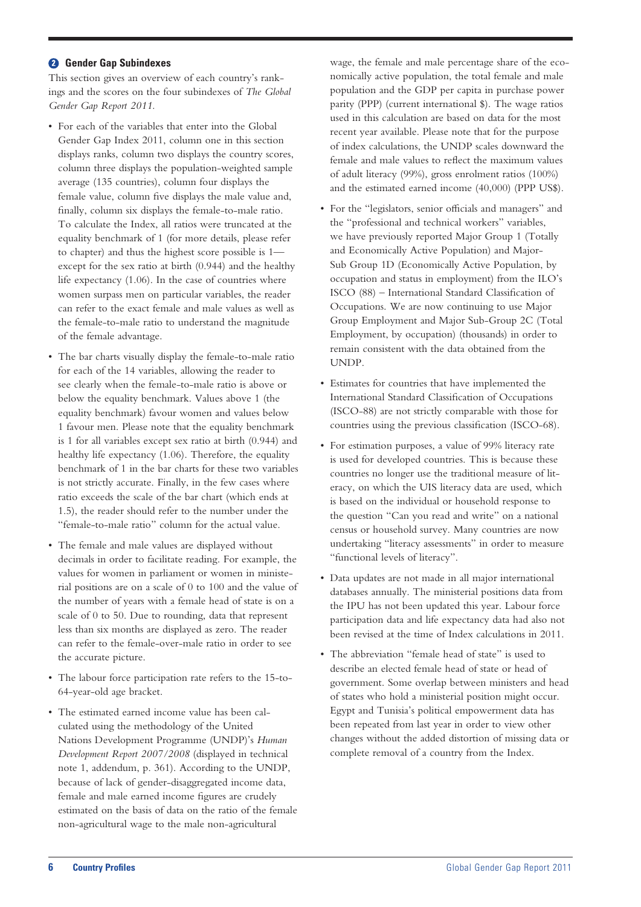## 2 Gender Gap Subindexes

This section gives an overview of each country's rankings and the scores on the four subindexes of *The Global Gender Gap Report 2011.*

- For each of the variables that enter into the Global Gender Gap Index 2011, column one in this section displays ranks, column two displays the country scores, column three displays the population-weighted sample average (135 countries), column four displays the female value, column five displays the male value and, finally, column six displays the female-to-male ratio. To calculate the Index, all ratios were truncated at the equality benchmark of 1 (for more details, please refer to chapter) and thus the highest score possible is 1—except for the sex ratio at birth (0.944) and the healthy life expectancy (1.06). In the case of countries where women surpass men on particular variables, the reader can refer to the exact female and male values as well as the female-to-male ratio to understand the magnitude of the female advantage.
- The bar charts visually display the female-to-male ratio for each of the 14 variables, allowing the reader to see clearly when the female-to-male ratio is above or below the equality benchmark. Values above 1 (the equality benchmark) favour women and values below 1 favour men. Please note that the equality benchmark is 1 for all variables except sex ratio at birth (0.944) and healthy life expectancy (1.06). Therefore, the equality benchmark of 1 in the bar charts for these two variables is not strictly accurate. Finally, in the few cases where ratio exceeds the scale of the bar chart (which ends at 1.5), the reader should refer to the number under the "female-to-male ratio" column for the actual value.
- The female and male values are displayed without decimals in order to facilitate reading. For example, the values for women in parliament or women in ministerial positions are on a scale of 0 to 100 and the value of the number of years with a female head of state is on a scale of 0 to 50. Due to rounding, data that represent less than six months are displayed as zero. The reader can refer to the female-over-male ratio in order to see the accurate picture.
- The labour force participation rate refers to the 15-to-64-year-old age bracket.
- The estimated earned income value has been calculated using the methodology of the United Nations Development Programme (UNDP)'s *Human Development Report 2007/2008* (displayed in technical note 1, addendum, p. 361). According to the UNDP, because of lack of gender-disaggregated income data, female and male earned income figures are crudely estimated on the basis of data on the ratio of the female non-agricultural wage to the male non-agricultural wage, the female and male percentage share of the economically active population, the total female and male population and the GDP per capita in purchase power parity (PPP) (current international $). The wage ratios used in this calculation are based on data for the most recent year available. Please note that for the purpose of index calculations, the UNDP scales downward the female and male values to reflect the maximum values of adult literacy (99%), gross enrolment ratios (100%) and the estimated earned income (40,000) (PPP US$).
- For the "legislators, senior officials and managers" and the "professional and technical workers" variables, we have previously reported Major Group 1 (Totally and Economically Active Population) and Major-Sub Group 1D (Economically Active Population, by occupation and status in employment) from the ILO's ISCO (88) – International Standard Classification of Occupations. We are now continuing to use Major Group Employment and Major Sub-Group 2C (Total Employment, by occupation) (thousands) in order to remain consistent with the data obtained from the UNDP.
- Estimates for countries that have implemented the International Standard Classification of Occupations (ISCO-88) are not strictly comparable with those for countries using the previous classification (ISCO-68).
- For estimation purposes, a value of 99% literacy rate is used for developed countries. This is because these countries no longer use the traditional measure of literacy, on which the UIS literacy data are used, which is based on the individual or household response to the question "Can you read and write" on a national census or household survey. Many countries are now undertaking "literacy assessments" in order to measure "functional levels of literacy".
- Data updates are not made in all major international databases annually. The ministerial positions data from the IPU has not been updated this year. Labour force participation data and life expectancy data had also not been revised at the time of Index calculations in 2011.
- The abbreviation "female head of state" is used to describe an elected female head of state or head of government. Some overlap between ministers and head of states who hold a ministerial position might occur. Egypt and Tunisia's political empowerment data has been repeated from last year in order to view other changes without the added distortion of missing data or complete removal of a country from the Index.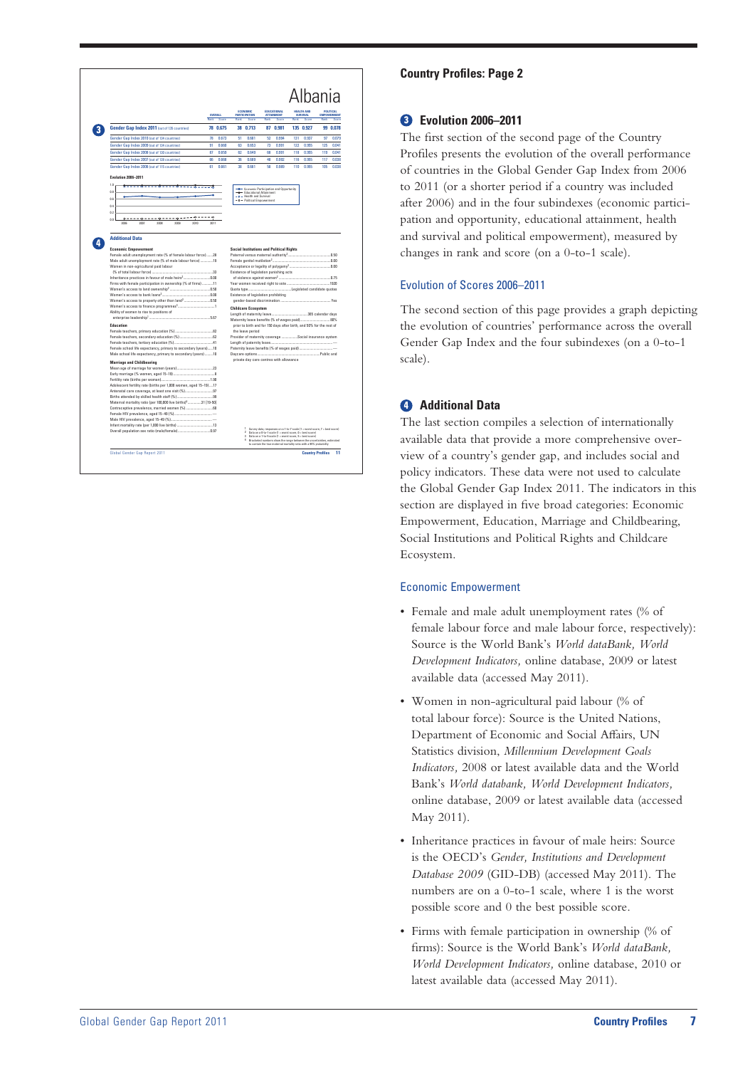## Country Profiles: Page 2

### 3 Evolution 2006–2011

The first section of the second page of the Country Profiles presents the evolution of the overall performance of countries in the Global Gender Gap Index from 2006 to 2011 (or a shorter period if a country was included after 2006) and in the four subindexes (economic participation and opportunity, educational attainment, health and survival and political empowerment), measured by changes in rank and score (on a 0-to-1 scale).

#### Evolution of Scores 2006–2011

The second section of this page provides a graph depicting the evolution of countries' performance across the overall Gender Gap Index and the four subindexes (on a 0-to-1 scale).

### 4 Additional Data

The last section compiles a selection of internationally available data that provide a more comprehensive overview of a country's gender gap, and includes social and policy indicators. These data were not used to calculate the Global Gender Gap Index 2011. The indicators in this section are displayed in five broad categories: Economic Empowerment, Education, Marriage and Childbearing, Social Institutions and Political Rights and Childcare Ecosystem.

#### Economic Empowerment

- Female and male adult unemployment rates (% of female labour force and male labour force, respectively): Source is the World Bank's *World dataBank, World Development Indicators,* online database, 2009 or latest available data (accessed May 2011).
- Women in non-agricultural paid labour (% of total labour force): Source is the United Nations, Department of Economic and Social Affairs, UN Statistics division, *Millennium Development Goals Indicators,* 2008 or latest available data and the World Bank's *World databank, World Development Indicators,* online database, 2009 or latest available data (accessed May 2011).
- Inheritance practices in favour of male heirs: Source is the OECD's *Gender, Institutions and Development Database 2009* (GID-DB) (accessed May 2011). The numbers are on a 0-to-1 scale, where 1 is the worst possible score and 0 the best possible score.
- Firms with female participation in ownership (% of firms): Source is the World Bank's *World dataBank, World Development Indicators,* online database, 2010 or latest available data (accessed May 2011).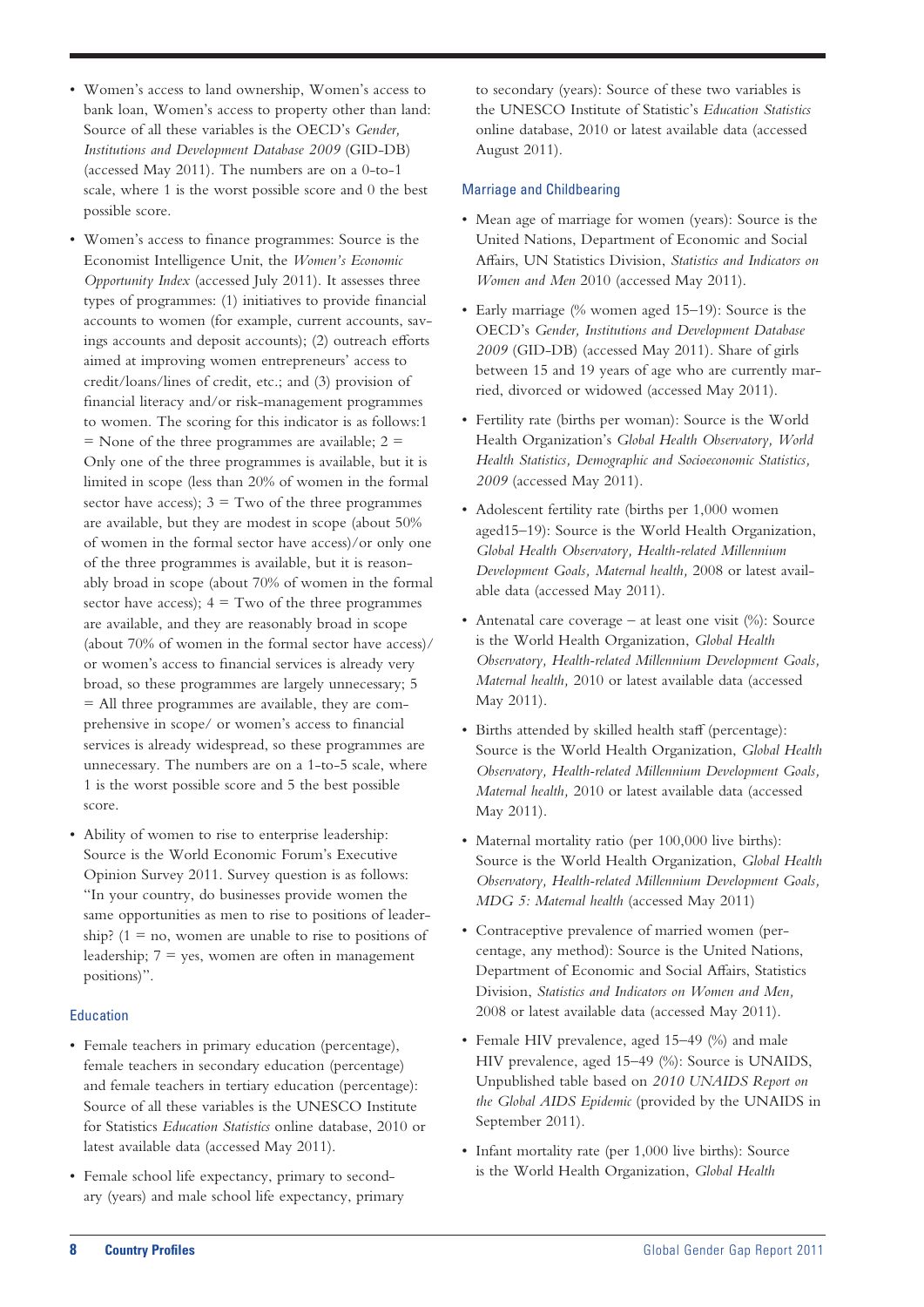- Women's access to land ownership, Women's access to bank loan, Women's access to property other than land: Source of all these variables is the OECD's *Gender, Institutions and Development Database 2009* (GID-DB) (accessed May 2011). The numbers are on a 0-to-1 scale, where 1 is the worst possible score and 0 the best possible score.

- Women's access to finance programmes: Source is the Economist Intelligence Unit, the *Women's Economic Opportunity Index* (accessed July 2011). It assesses three types of programmes: (1) initiatives to provide financial accounts to women (for example, current accounts, savings accounts and deposit accounts); (2) outreach efforts aimed at improving women entrepreneurs' access to credit/loans/lines of credit, etc.; and (3) provision of financial literacy and/or risk-management programmes to women. The scoring for this indicator is as follows:1 = None of the three programmes are available; 2 = Only one of the three programmes is available, but it is limited in scope (less than 20% of women in the formal sector have access); 3 = Two of the three programmes are available, but they are modest in scope (about 50% of women in the formal sector have access)/or only one of the three programmes is available, but it is reasonably broad in scope (about 70% of women in the formal sector have access); 4 = Two of the three programmes are available, and they are reasonably broad in scope (about 70% of women in the formal sector have access)/ or women's access to financial services is already very broad, so these programmes are largely unnecessary; 5 = All three programmes are available, they are comprehensive in scope/ or women's access to financial services is already widespread, so these programmes are unnecessary. The numbers are on a 1-to-5 scale, where 1 is the worst possible score and 5 the best possible score.

- Ability of women to rise to enterprise leadership: Source is the World Economic Forum's Executive Opinion Survey 2011. Survey question is as follows: "In your country, do businesses provide women the same opportunities as men to rise to positions of leadership? (1 = no, women are unable to rise to positions of leadership; 7 = yes, women are often in management positions)".

### Education

- Female teachers in primary education (percentage), female teachers in secondary education (percentage) and female teachers in tertiary education (percentage): Source of all these variables is the UNESCO Institute for Statistics *Education Statistics* online database, 2010 or latest available data (accessed May 2011).

- Female school life expectancy, primary to secondary (years) and male school life expectancy, primary to secondary (years): Source of these two variables is the UNESCO Institute of Statistic's *Education Statistics* online database, 2010 or latest available data (accessed August 2011).

### Marriage and Childbearing

- Mean age of marriage for women (years): Source is the United Nations, Department of Economic and Social Affairs, UN Statistics Division, *Statistics and Indicators on Women and Men* 2010 (accessed May 2011).

- Early marriage (% women aged 15–19): Source is the OECD's *Gender, Institutions and Development Database 2009* (GID-DB) (accessed May 2011). Share of girls between 15 and 19 years of age who are currently married, divorced or widowed (accessed May 2011).

- Fertility rate (births per woman): Source is the World Health Organization's *Global Health Observatory, World Health Statistics, Demographic and Socioeconomic Statistics, 2009* (accessed May 2011).

- Adolescent fertility rate (births per 1,000 women aged15–19): Source is the World Health Organization, *Global Health Observatory, Health-related Millennium Development Goals, Maternal health,* 2008 or latest available data (accessed May 2011).

- Antenatal care coverage – at least one visit (%): Source is the World Health Organization, *Global Health Observatory, Health-related Millennium Development Goals, Maternal health,* 2010 or latest available data (accessed May 2011).

- Births attended by skilled health staff (percentage): Source is the World Health Organization, *Global Health Observatory, Health-related Millennium Development Goals, Maternal health,* 2010 or latest available data (accessed May 2011).

- Maternal mortality ratio (per 100,000 live births): Source is the World Health Organization, *Global Health Observatory, Health-related Millennium Development Goals, MDG 5: Maternal health* (accessed May 2011)

- Contraceptive prevalence of married women (percentage, any method): Source is the United Nations, Department of Economic and Social Affairs, Statistics Division, *Statistics and Indicators on Women and Men,* 2008 or latest available data (accessed May 2011).

- Female HIV prevalence, aged 15–49 (%) and male HIV prevalence, aged 15–49 (%): Source is UNAIDS, Unpublished table based on *2010 UNAIDS Report on the Global AIDS Epidemic* (provided by the UNAIDS in September 2011).

- Infant mortality rate (per 1,000 live births): Source is the World Health Organization, *Global Health*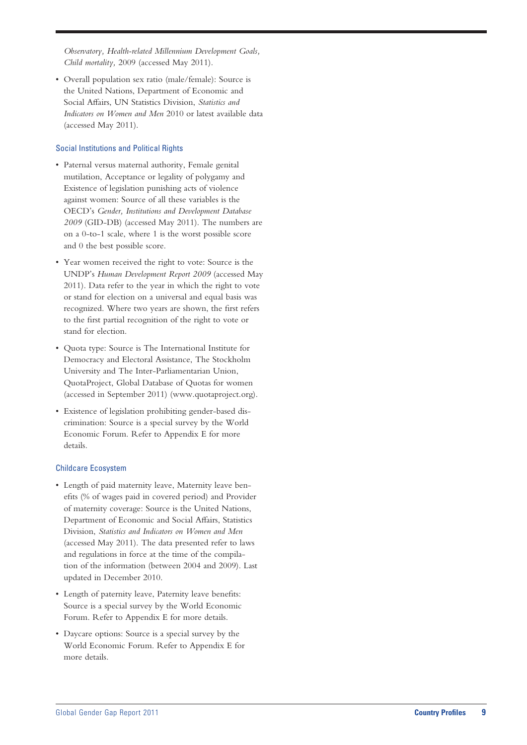*Observatory, Health-related Millennium Development Goals, Child mortality,* 2009 (accessed May 2011).

- Overall population sex ratio (male/female): Source is the United Nations, Department of Economic and Social Affairs, UN Statistics Division, *Statistics and Indicators on Women and Men* 2010 or latest available data (accessed May 2011).

### Social Institutions and Political Rights

- Paternal versus maternal authority, Female genital mutilation, Acceptance or legality of polygamy and Existence of legislation punishing acts of violence against women: Source of all these variables is the OECD's *Gender, Institutions and Development Database 2009* (GID-DB) (accessed May 2011). The numbers are on a 0-to-1 scale, where 1 is the worst possible score and 0 the best possible score.

- Year women received the right to vote: Source is the UNDP's *Human Development Report 2009* (accessed May 2011). Data refer to the year in which the right to vote or stand for election on a universal and equal basis was recognized. Where two years are shown, the first refers to the first partial recognition of the right to vote or stand for election.

- Quota type: Source is The International Institute for Democracy and Electoral Assistance, The Stockholm University and The Inter-Parliamentarian Union, QuotaProject, Global Database of Quotas for women (accessed in September 2011) (www.quotaproject.org).

- Existence of legislation prohibiting gender-based discrimination: Source is a special survey by the World Economic Forum. Refer to Appendix E for more details.

### Childcare Ecosystem

- Length of paid maternity leave, Maternity leave benefits (% of wages paid in covered period) and Provider of maternity coverage: Source is the United Nations, Department of Economic and Social Affairs, Statistics Division, *Statistics and Indicators on Women and Men* (accessed May 2011). The data presented refer to laws and regulations in force at the time of the compilation of the information (between 2004 and 2009). Last updated in December 2010.

- Length of paternity leave, Paternity leave benefits: Source is a special survey by the World Economic Forum. Refer to Appendix E for more details.

- Daycare options: Source is a special survey by the World Economic Forum. Refer to Appendix E for more details.